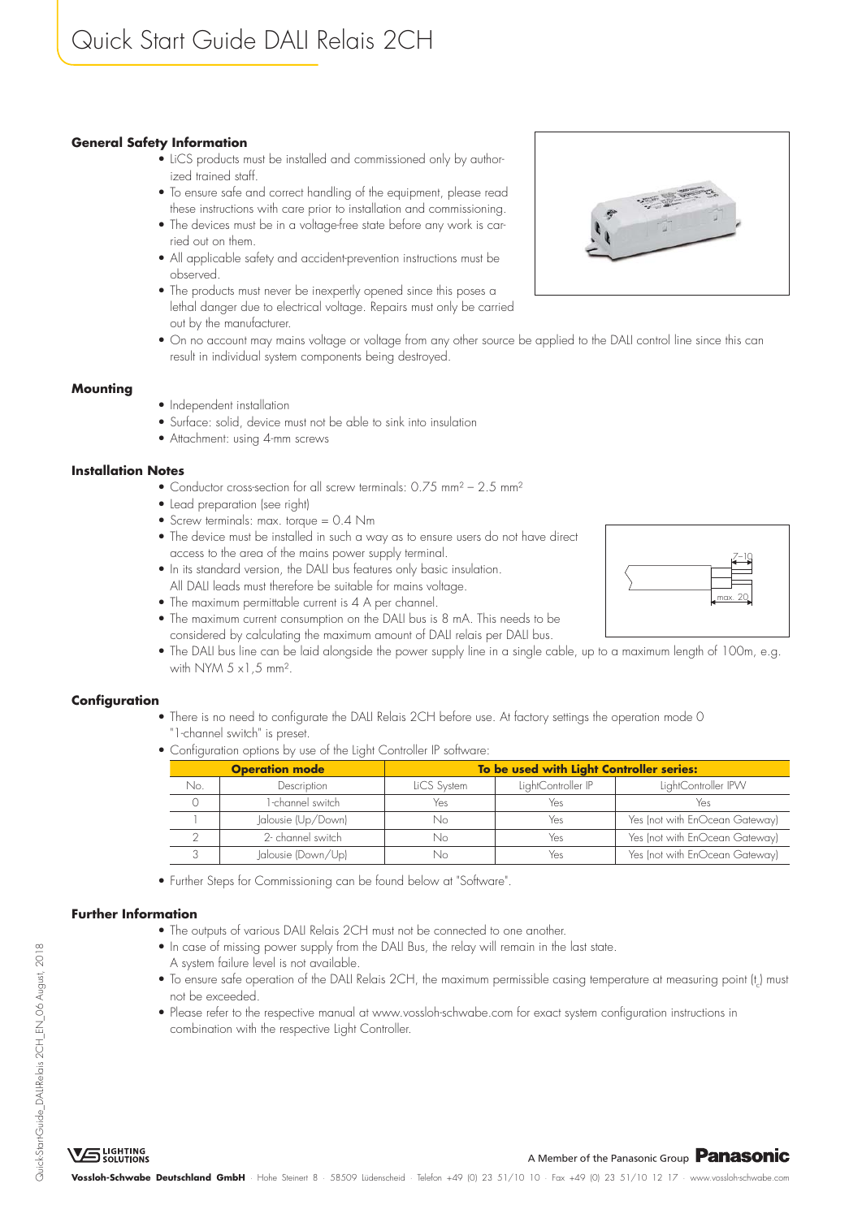# Quick Start Guide DALI Relais 2CH

## General Safety Information

- LiCS products must be installed and commissioned only by authorized trained staff.
- To ensure safe and correct handling of the equipment, please read these instructions with care prior to installation and commissioning.
- The devices must be in a voltage-free state before any work is carried out on them.
- All applicable safety and accident-prevention instructions must be observed.
- The products must never be inexpertly opened since this poses a lethal danger due to electrical voltage. Repairs must only be carried out by the manufacturer.
- On no account may mains voltage or voltage from any other source be applied to the DALI control line since this can result in individual system components being destroyed.

## Mounting

- Independent installation
- Surface: solid, device must not be able to sink into insulation
- Attachment: using 4-mm screws

## Installation Notes

- Conductor cross-section for all screw terminals: 0.75 mm² – 2.5 mm²
- Lead preparation (see right)
- Screw terminals: max. torque = 0.4 Nm
- The device must be installed in such a way as to ensure users do not have direct access to the area of the mains power supply terminal.
- In its standard version, the DALI bus features only basic insulation. All DALI leads must therefore be suitable for mains voltage.
- The maximum permittable current is 4 A per channel.
- The maximum current consumption on the DALI bus is 8 mA. This needs to be considered by calculating the maximum amount of DALI relais per DALI bus.
- The DALI bus line can be laid alongside the power supply line in a single cable, up to a maximum length of 100m, e.g. with NYM 5 x1,5 mm².

## Configuration

- There is no need to configurate the DALI Relais 2CH before use. At factory settings the operation mode 0 "1-channel switch" is preset.
- Configuration options by use of the Light Controller IP software:

| Operation mode | | To be used with Light Controller series: | | |
|---|---|---|---|---|
| No. | Description | LiCS System | LightController IP | LightController IPW |
| 0 | 1-channel switch | Yes | Yes | Yes |
| 1 | Jalousie (Up/Down) | No | Yes | Yes (not with EnOcean Gateway) |
| 2 | 2- channel switch | No | Yes | Yes (not with EnOcean Gateway) |
| 3 | Jalousie (Down/Up) | No | Yes | Yes (not with EnOcean Gateway) |

- Further Steps for Commissioning can be found below at "Software".

## Further Information

- The outputs of various DALI Relais 2CH must not be connected to one another.
- In case of missing power supply from the DALI Bus, the relay will remain in the last state. A system failure level is not available.
- To ensure safe operation of the DALI Relais 2CH, the maximum permissible casing temperature at measuring point ($t_c$) must not be exceeded.
- Please refer to the respective manual at www.vossloh-schwabe.com for exact system configuration instructions in combination with the respective Light Controller.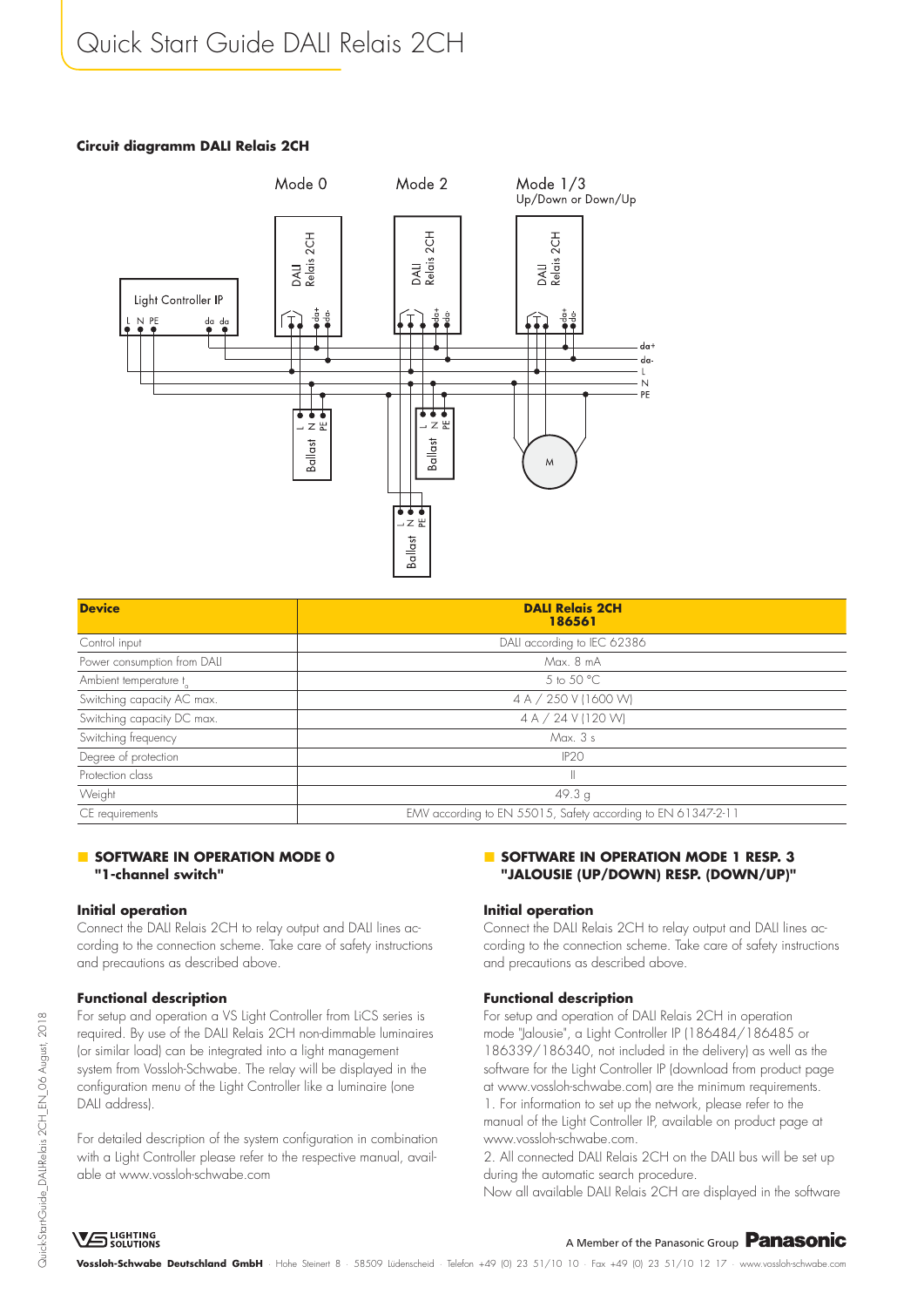# Quick Start Guide DALI Relais 2CH

**Circuit diagramm DALI Relais 2CH**

Mode 0 | Mode 2 | Mode 1/3 Up/Down or Down/Up

Light Controller IP: L N PE da da

DALI Relais 2CH — da+ da-

da+ da- L N PE

Ballast L N PE

M

| Device | DALI Relais 2CH 186561 |
|---|---|
| Control input | DALI according to IEC 62386 |
| Power consumption from DALI | Max. 8 mA |
| Ambient temperature $t_a$ | 5 to 50 °C |
| Switching capacity AC max. | 4 A / 250 V (1600 W) |
| Switching capacity DC max. | 4 A / 24 V (120 W) |
| Switching frequency | Max. 3 s |
| Degree of protection | IP20 |
| Protection class | II |
| Weight | 49.3 g |
| CE requirements | EMV according to EN 55015, Safety according to EN 61347-2-11 |

## SOFTWARE IN OPERATION MODE 0 "1-channel switch"

### Initial operation

Connect the DALI Relais 2CH to relay output and DALI lines according to the connection scheme. Take care of safety instructions and precautions as described above.

### Functional description

For setup and operation a VS Light Controller from LiCS series is required. By use of the DALI Relais 2CH non-dimmable luminaires (or similar load) can be integrated into a light management system from Vossloh-Schwabe. The relay will be displayed in the configuration menu of the Light Controller like a luminaire (one DALI address).

For detailed description of the system configuration in combination with a Light Controller please refer to the respective manual, available at www.vossloh-schwabe.com

## SOFTWARE IN OPERATION MODE 1 RESP. 3 "JALOUSIE (UP/DOWN) RESP. (DOWN/UP)"

### Initial operation

Connect the DALI Relais 2CH to relay output and DALI lines according to the connection scheme. Take care of safety instructions and precautions as described above.

### Functional description

For setup and operation of DALI Relais 2CH in operation mode "Jalousie", a Light Controller IP (186484/186485 or 186339/186340, not included in the delivery) as well as the software for the Light Controller IP (download from product page at www.vossloh-schwabe.com) are the minimum requirements.

1. For information to set up the network, please refer to the manual of the Light Controller IP, available on product page at www.vossloh-schwabe.com.

2. All connected DALI Relais 2CH on the DALI bus will be set up during the automatic search procedure.

Now all available DALI Relais 2CH are displayed in the software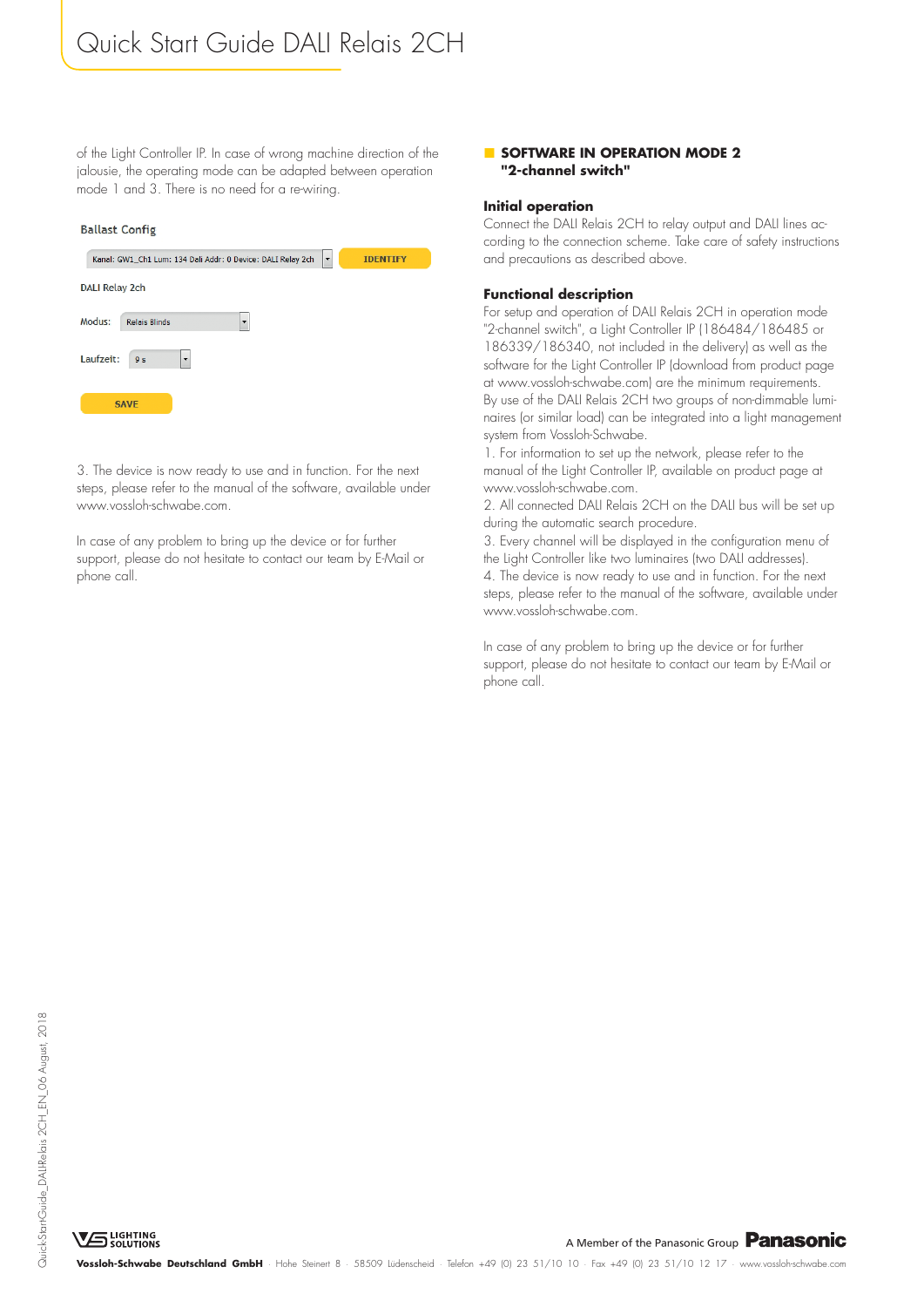of the Light Controller IP. In case of wrong machine direction of the jalousie, the operating mode can be adapted between operation mode 1 and 3. There is no need for a re-wiring.

Ballast Config

Kanal: GW1_Ch1 Lum: 134 Dali Addr: 0 Device: DALI Relay 2ch

IDENTIFY

DALI Relay 2ch

Modus: Relais Blinds

Laufzeit: 9 s

SAVE

3. The device is now ready to use and in function. For the next steps, please refer to the manual of the software, available under www.vossloh-schwabe.com.

In case of any problem to bring up the device or for further support, please do not hesitate to contact our team by E-Mail or phone call.

## SOFTWARE IN OPERATION MODE 2 "2-channel switch"

### Initial operation

Connect the DALI Relais 2CH to relay output and DALI lines according to the connection scheme. Take care of safety instructions and precautions as described above.

### Functional description

For setup and operation of DALI Relais 2CH in operation mode "2-channel switch", a Light Controller IP (186484/186485 or 186339/186340, not included in the delivery) as well as the software for the Light Controller IP (download from product page at www.vossloh-schwabe.com) are the minimum requirements. By use of the DALI Relais 2CH two groups of non-dimmable luminaires (or similar load) can be integrated into a light management system from Vossloh-Schwabe.

1. For information to set up the network, please refer to the manual of the Light Controller IP, available on product page at www.vossloh-schwabe.com.
2. All connected DALI Relais 2CH on the DALI bus will be set up during the automatic search procedure.
3. Every channel will be displayed in the configuration menu of the Light Controller like two luminaires (two DALI addresses).
4. The device is now ready to use and in function. For the next steps, please refer to the manual of the software, available under www.vossloh-schwabe.com.

In case of any problem to bring up the device or for further support, please do not hesitate to contact our team by E-Mail or phone call.